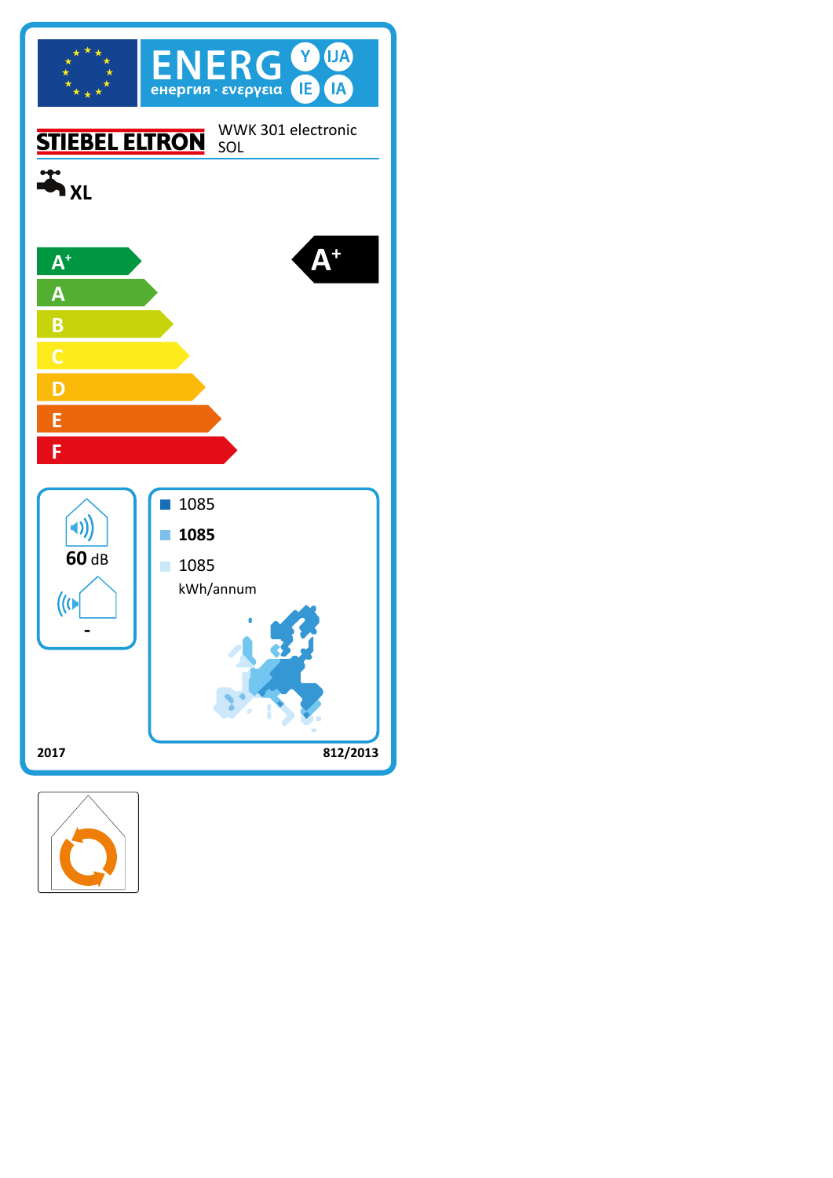ENERG Y IJA IE IA

енергия · ενεργεια

STIEBEL ELTRON

WWK 301 electronic SOL

XL

A+

A

B

C

D

E

F

A+

60 dB

-

1085

**1085**

1085

kWh/annum

2017

812/2013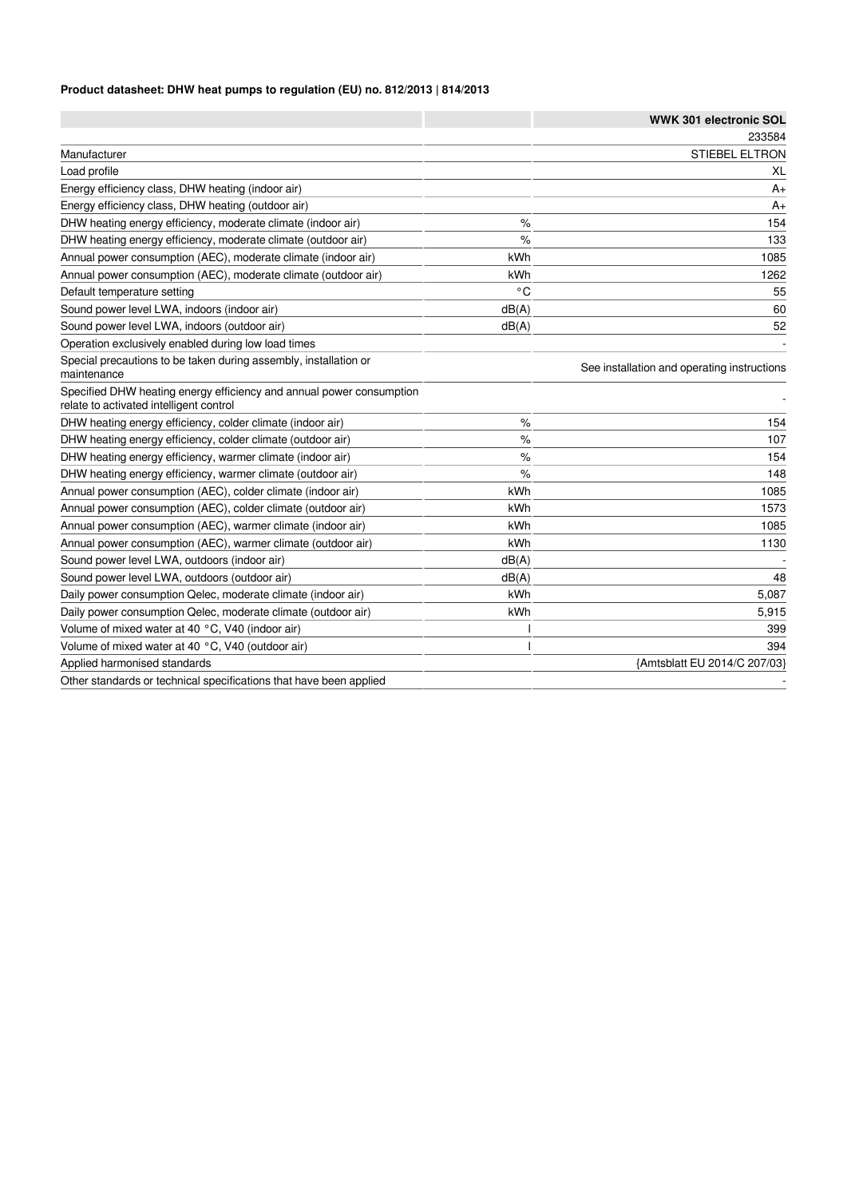**Product datasheet: DHW heat pumps to regulation (EU) no. 812/2013 | 814/2013**

| | | WWK 301 electronic SOL |
|---|---|---|
| | | 233584 |
| Manufacturer | | STIEBEL ELTRON |
| Load profile | | XL |
| Energy efficiency class, DHW heating (indoor air) | | A+ |
| Energy efficiency class, DHW heating (outdoor air) | | A+ |
| DHW heating energy efficiency, moderate climate (indoor air) | % | 154 |
| DHW heating energy efficiency, moderate climate (outdoor air) | % | 133 |
| Annual power consumption (AEC), moderate climate (indoor air) | kWh | 1085 |
| Annual power consumption (AEC), moderate climate (outdoor air) | kWh | 1262 |
| Default temperature setting | °C | 55 |
| Sound power level LWA, indoors (indoor air) | dB(A) | 60 |
| Sound power level LWA, indoors (outdoor air) | dB(A) | 52 |
| Operation exclusively enabled during low load times | | - |
| Special precautions to be taken during assembly, installation or maintenance | | See installation and operating instructions |
| Specified DHW heating energy efficiency and annual power consumption relate to activated intelligent control | | - |
| DHW heating energy efficiency, colder climate (indoor air) | % | 154 |
| DHW heating energy efficiency, colder climate (outdoor air) | % | 107 |
| DHW heating energy efficiency, warmer climate (indoor air) | % | 154 |
| DHW heating energy efficiency, warmer climate (outdoor air) | % | 148 |
| Annual power consumption (AEC), colder climate (indoor air) | kWh | 1085 |
| Annual power consumption (AEC), colder climate (outdoor air) | kWh | 1573 |
| Annual power consumption (AEC), warmer climate (indoor air) | kWh | 1085 |
| Annual power consumption (AEC), warmer climate (outdoor air) | kWh | 1130 |
| Sound power level LWA, outdoors (indoor air) | dB(A) | - |
| Sound power level LWA, outdoors (outdoor air) | dB(A) | 48 |
| Daily power consumption Qelec, moderate climate (indoor air) | kWh | 5,087 |
| Daily power consumption Qelec, moderate climate (outdoor air) | kWh | 5,915 |
| Volume of mixed water at 40 °C, V40 (indoor air) | l | 399 |
| Volume of mixed water at 40 °C, V40 (outdoor air) | l | 394 |
| Applied harmonised standards | | {Amtsblatt EU 2014/C 207/03} |
| Other standards or technical specifications that have been applied | | - |